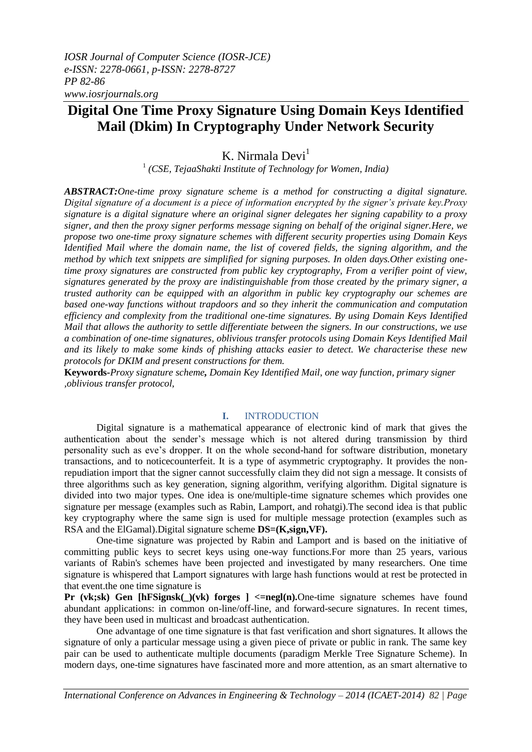# Digital One Time Proxy Signature Using Domain Keys Identified Mail (Dkim) In Cryptography Under Network Security

K. Nirmala Devi[1]

[1] *(CSE, TejaaShakti Institute of Technology for Women, India)*

***ABSTRACT:****One-time proxy signature scheme is a method for constructing a digital signature. Digital signature of a document is a piece of information encrypted by the signer's private key.Proxy signature is a digital signature where an original signer delegates her signing capability to a proxy signer, and then the proxy signer performs message signing on behalf of the original signer.Here, we propose two one-time proxy signature schemes with different security properties using Domain Keys Identified Mail where the domain name, the list of covered fields, the signing algorithm, and the method by which text snippets are simplified for signing purposes. In olden days.Other existing one-time proxy signatures are constructed from public key cryptography, From a verifier point of view, signatures generated by the proxy are indistinguishable from those created by the primary signer, a trusted authority can be equipped with an algorithm in public key cryptography our schemes are based one-way functions without trapdoors and so they inherit the communication and computation efficiency and complexity from the traditional one-time signatures. By using Domain Keys Identified Mail that allows the authority to settle differentiate between the signers. In our constructions, we use a combination of one-time signatures, oblivious transfer protocols using Domain Keys Identified Mail and its likely to make some kinds of phishing attacks easier to detect. We characterise these new protocols for DKIM and present constructions for them.*

**Keywords-***Proxy signature scheme***,** *Domain Key Identified Mail, one way function, primary signer ,oblivious transfer protocol,*

## I. INTRODUCTION

Digital signature is a mathematical appearance of electronic kind of mark that gives the authentication about the sender's message which is not altered during transmission by third personality such as eve's dropper. It on the whole second-hand for software distribution, monetary transactions, and to noticecounterfeit. It is a type of asymmetric cryptography. It provides the non-repudiation import that the signer cannot successfully claim they did not sign a message. It consists of three algorithms such as key generation, signing algorithm, verifying algorithm. Digital signature is divided into two major types. One idea is one/multiple-time signature schemes which provides one signature per message (examples such as Rabin, Lamport, and rohatgi).The second idea is that public key cryptography where the same sign is used for multiple message protection (examples such as RSA and the ElGamal).Digital signature scheme **DS=(K,sign,VF).**

One-time signature was projected by Rabin and Lamport and is based on the initiative of committing public keys to secret keys using one-way functions.For more than 25 years, various variants of Rabin's schemes have been projected and investigated by many researchers. One time signature is whispered that Lamport signatures with large hash functions would at rest be protected in that event.the one time signature is

**Pr (vk;sk) Gen [hFSignsk(_)(vk) forges ] <=negl(n).**One-time signature schemes have found abundant applications: in common on-line/off-line, and forward-secure signatures. In recent times, they have been used in multicast and broadcast authentication.

One advantage of one time signature is that fast verification and short signatures. It allows the signature of only a particular message using a given piece of private or public in rank. The same key pair can be used to authenticate multiple documents (paradigm Merkle Tree Signature Scheme). In modern days, one-time signatures have fascinated more and more attention, as an smart alternative to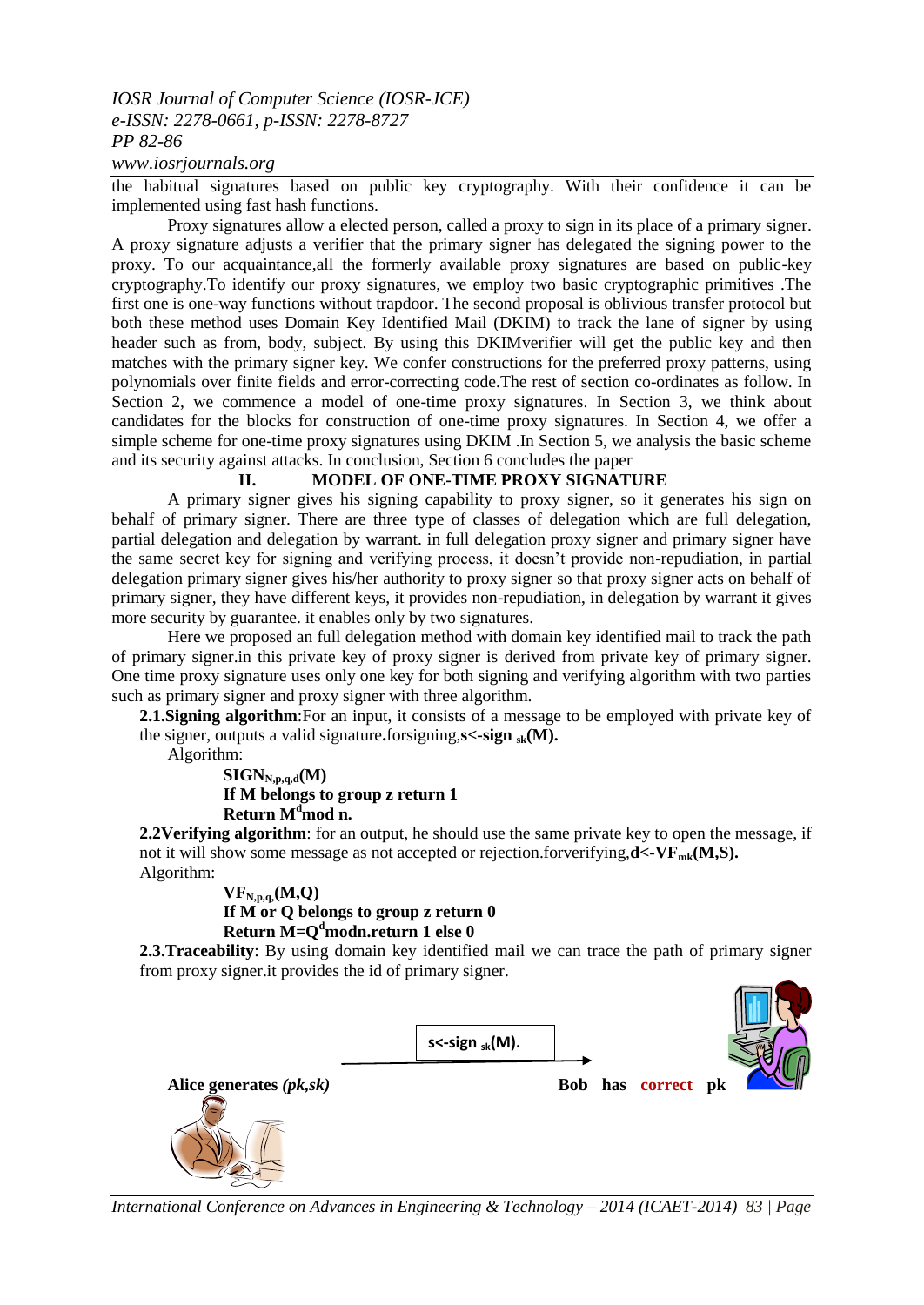the habitual signatures based on public key cryptography. With their confidence it can be implemented using fast hash functions.

Proxy signatures allow a elected person, called a proxy to sign in its place of a primary signer. A proxy signature adjusts a verifier that the primary signer has delegated the signing power to the proxy. To our acquaintance,all the formerly available proxy signatures are based on public-key cryptography.To identify our proxy signatures, we employ two basic cryptographic primitives .The first one is one-way functions without trapdoor. The second proposal is oblivious transfer protocol but both these method uses Domain Key Identified Mail (DKIM) to track the lane of signer by using header such as from, body, subject. By using this DKIMverifier will get the public key and then matches with the primary signer key. We confer constructions for the preferred proxy patterns, using polynomials over finite fields and error-correcting code.The rest of section co-ordinates as follow. In Section 2, we commence a model of one-time proxy signatures. In Section 3, we think about candidates for the blocks for construction of one-time proxy signatures. In Section 4, we offer a simple scheme for one-time proxy signatures using DKIM .In Section 5, we analysis the basic scheme and its security against attacks. In conclusion, Section 6 concludes the paper

## II. MODEL OF ONE-TIME PROXY SIGNATURE

A primary signer gives his signing capability to proxy signer, so it generates his sign on behalf of primary signer. There are three type of classes of delegation which are full delegation, partial delegation and delegation by warrant. in full delegation proxy signer and primary signer have the same secret key for signing and verifying process, it doesn't provide non-repudiation, in partial delegation primary signer gives his/her authority to proxy signer so that proxy signer acts on behalf of primary signer, they have different keys, it provides non-repudiation, in delegation by warrant it gives more security by guarantee. it enables only by two signatures.

Here we proposed an full delegation method with domain key identified mail to track the path of primary signer.in this private key of proxy signer is derived from private key of primary signer. One time proxy signature uses only one key for both signing and verifying algorithm with two parties such as primary signer and proxy signer with three algorithm.

**2.1.Signing algorithm**:For an input, it consists of a message to be employed with private key of the signer, outputs a valid signature**.**forsigning,**$s \leftarrow sign_{sk}(M)$.**

Algorithm:

**$SIGN_{N,p,q,d}(M)$**
**If M belongs to group z return 1**
**Return $M^d$mod n.**

**2.2Verifying algorithm**: for an output, he should use the same private key to open the message, if not it will show some message as not accepted or rejection.forverifying,**$d \leftarrow VF_{mk}(M,S)$.**

Algorithm:

**$VF_{N,p,q,}(M,Q)$**
**If M or Q belongs to group z return 0**
**Return $M=Q^d$modn.return 1 else 0**

**2.3.Traceability**: By using domain key identified mail we can trace the path of primary signer from proxy signer.it provides the id of primary signer.

$s \leftarrow sign_{sk}(M)$.

**Alice generates *(pk,sk)***

**Bob has correct pk**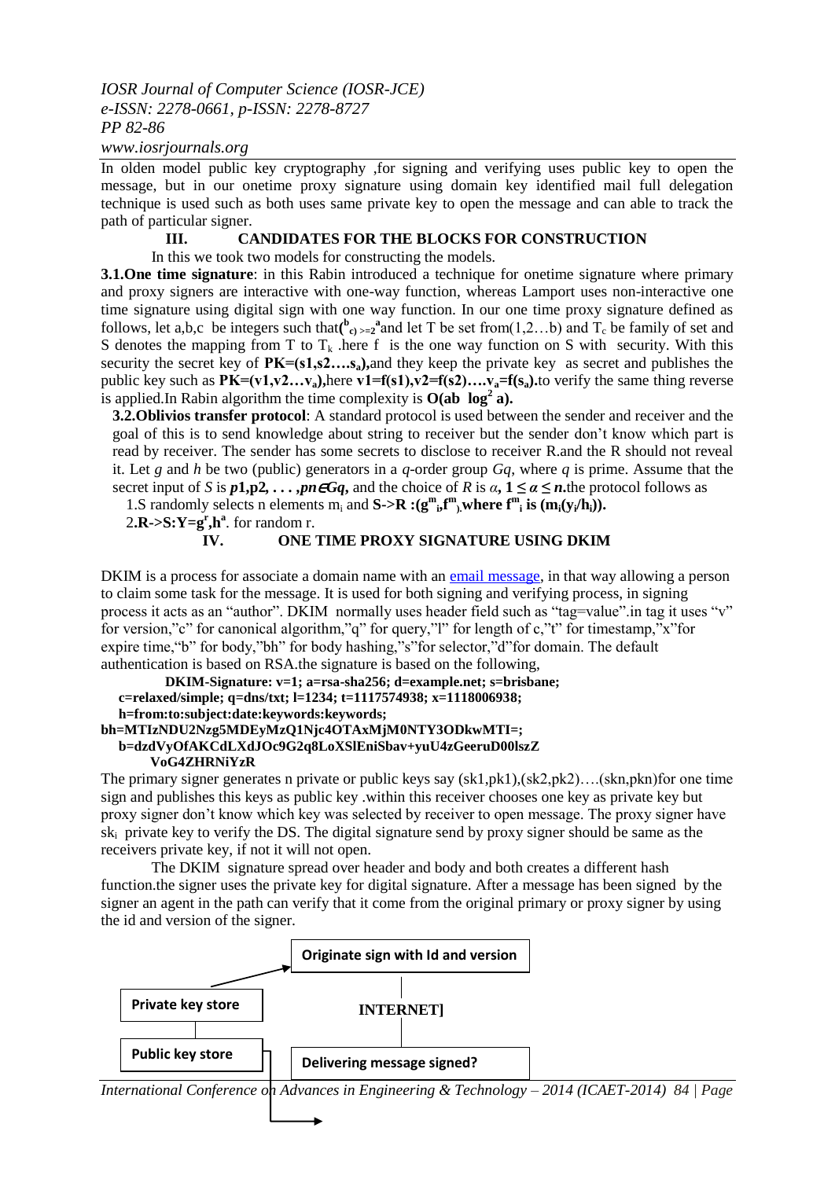In olden model public key cryptography ,for signing and verifying uses public key to open the message, but in our onetime proxy signature using domain key identified mail full delegation technique is used such as both uses same private key to open the message and can able to track the path of particular signer.

## III. CANDIDATES FOR THE BLOCKS FOR CONSTRUCTION

In this we took two models for constructing the models.

**3.1.One time signature**: in this Rabin introduced a technique for onetime signature where primary and proxy signers are interactive with one-way function, whereas Lamport uses non-interactive one time signature using digital sign with one way function. In our one time proxy signature defined as follows, let a,b,c be integers such that$\binom{b}{c} >= 2^a$ and let T be set from(1,2…b) and $T_c$ be family of set and S denotes the mapping from T to $T_k$ .here f is the one way function on S with security. With this security the secret key of **PK=(s1,s2….s$_a$),** and they keep the private key as secret and publishes the public key such as **PK=(v1,v2…v$_a$),** here **v1=f(s1),v2=f(s2)….v$_a$=f(s$_a$).** to verify the same thing reverse is applied.In Rabin algorithm the time complexity is **$O(ab \log^2 a)$.**

**3.2.Oblivios transfer protocol**: A standard protocol is used between the sender and receiver and the goal of this is to send knowledge about string to receiver but the sender don't know which part is read by receiver. The sender has some secrets to disclose to receiver R.and the R should not reveal it. Let *g* and *h* be two (public) generators in a *q*-order group *Gq*, where *q* is prime. Assume that the secret input of *S* is $p1, p2, \ldots, pn \in Gq$, and the choice of *R* is $\alpha$, $1 \le \alpha \le n$.the protocol follows as

1.S randomly selects n elements $m_i$ and **S->R :($g^{m}{}_i$,$f^{m}$) where $f^{m}{}_i$ is ($m_i(y_i/h_i)$).**

2.**R->S:Y=$g^r$,$h^a$**. for random r.

## IV. ONE TIME PROXY SIGNATURE USING DKIM

DKIM is a process for associate a domain name with an email message, in that way allowing a person to claim some task for the message. It is used for both signing and verifying process, in signing process it acts as an "author". DKIM normally uses header field such as "tag=value".in tag it uses "v" for version,"c" for canonical algorithm,"q" for query,"l" for length of c,"t" for timestamp,"x"for expire time,"b" for body,"bh" for body hashing,"s"for selector,"d"for domain. The default authentication is based on RSA.the signature is based on the following,

**DKIM-Signature: v=1; a=rsa-sha256; d=example.net; s=brisbane;**
**c=relaxed/simple; q=dns/txt; l=1234; t=1117574938; x=1118006938;**
**h=from:to:subject:date:keywords:keywords;**
**bh=MTIzNDU2Nzg5MDEyMzQ1Njc4OTAxMjM0NTY3ODkwMTI=;**
**b=dzdVyOfAKCdLXdJOc9G2q8LoXSlEniSbav+yuU4zGeeruD00lszZ**
**VoG4ZHRNiYzR**

The primary signer generates n private or public keys say (sk1,pk1),(sk2,pk2)….(skn,pkn)for one time sign and publishes this keys as public key .within this receiver chooses one key as private key but proxy signer don't know which key was selected by receiver to open message. The proxy signer have $sk_i$ private key to verify the DS. The digital signature send by proxy signer should be same as the receivers private key, if not it will not open.

The DKIM signature spread over header and body and both creates a different hash function.the signer uses the private key for digital signature. After a message has been signed by the signer an agent in the path can verify that it come from the original primary or proxy signer by using the id and version of the signer.

Originate sign with Id and version

Private key store

INTERNET]

Public key store

Delivering message signed?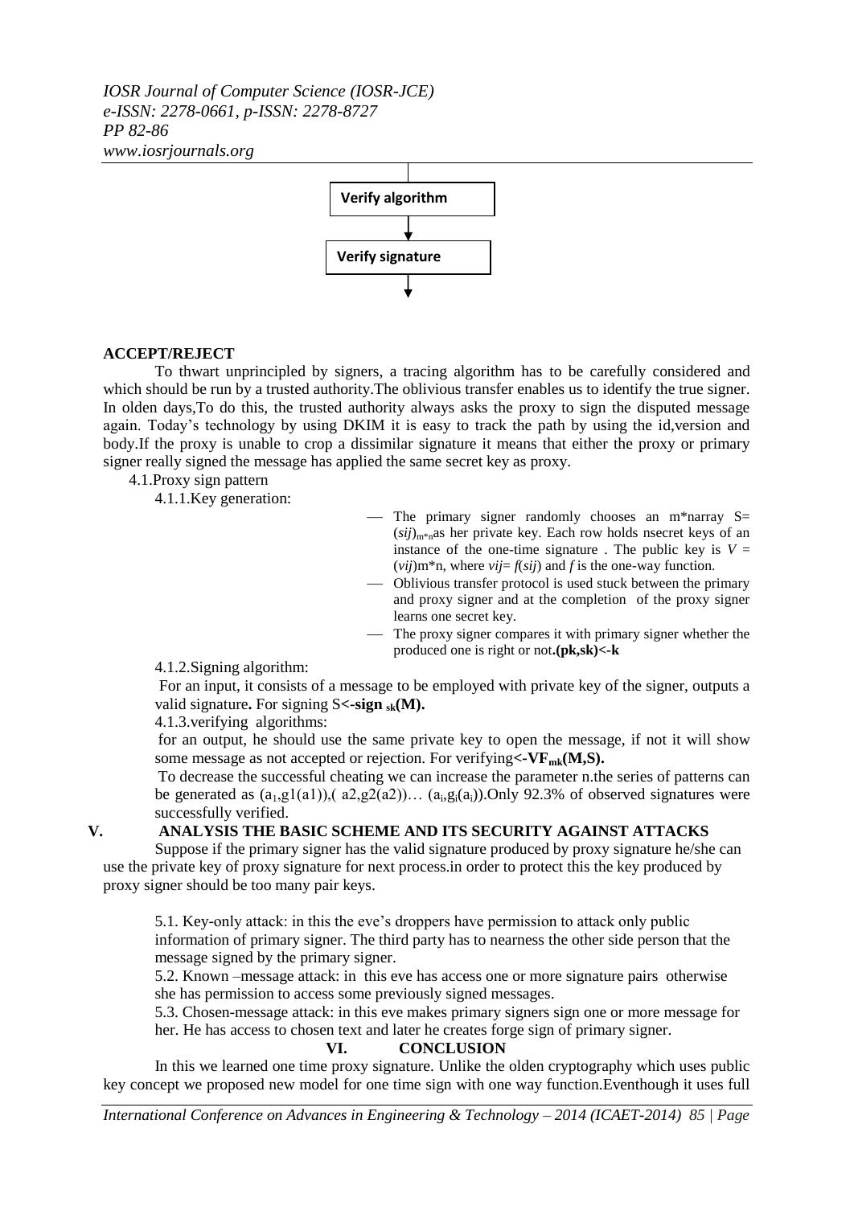Verify algorithm

Verify signature

**ACCEPT/REJECT**

To thwart unprincipled by signers, a tracing algorithm has to be carefully considered and which should be run by a trusted authority.The oblivious transfer enables us to identify the true signer. In olden days,To do this, the trusted authority always asks the proxy to sign the disputed message again. Today's technology by using DKIM it is easy to track the path by using the id,version and body.If the proxy is unable to crop a dissimilar signature it means that either the proxy or primary signer really signed the message has applied the same secret key as proxy.

4.1.Proxy sign pattern

4.1.1.Key generation:

- The primary signer randomly chooses an m*narray $S = (sij)_{m*n}$as her private key. Each row holds nsecret keys of an instance of the one-time signature . The public key is $V = (vij)$m*n, where $vij = f(sij)$ and $f$ is the one-way function.
- Oblivious transfer protocol is used stuck between the primary and proxy signer and at the completion of the proxy signer learns one secret key.
- The proxy signer compares it with primary signer whether the produced one is right or not**.(pk,sk)<-k**

4.1.2.Signing algorithm:

For an input, it consists of a message to be employed with private key of the signer, outputs a valid signature**.** For signing **S<-sign $_{sk}$(M).**

4.1.3.verifying algorithms:

for an output, he should use the same private key to open the message, if not it will show some message as not accepted or rejection. For verifying**<-VF$_{mk}$(M,S).**

To decrease the successful cheating we can increase the parameter n.the series of patterns can be generated as $(a_1,g1(a1)),(a2,g2(a2))\ldots(a_i,g_i(a_i))$.Only 92.3% of observed signatures were successfully verified.

## V. ANALYSIS THE BASIC SCHEME AND ITS SECURITY AGAINST ATTACKS

Suppose if the primary signer has the valid signature produced by proxy signature he/she can use the private key of proxy signature for next process.in order to protect this the key produced by proxy signer should be too many pair keys.

5.1. Key-only attack: in this the eve's droppers have permission to attack only public information of primary signer. The third party has to nearness the other side person that the message signed by the primary signer.

5.2. Known –message attack: in this eve has access one or more signature pairs otherwise she has permission to access some previously signed messages.

5.3. Chosen-message attack: in this eve makes primary signers sign one or more message for her. He has access to chosen text and later he creates forge sign of primary signer.

## VI. CONCLUSION

In this we learned one time proxy signature. Unlike the olden cryptography which uses public key concept we proposed new model for one time sign with one way function.Eventhough it uses full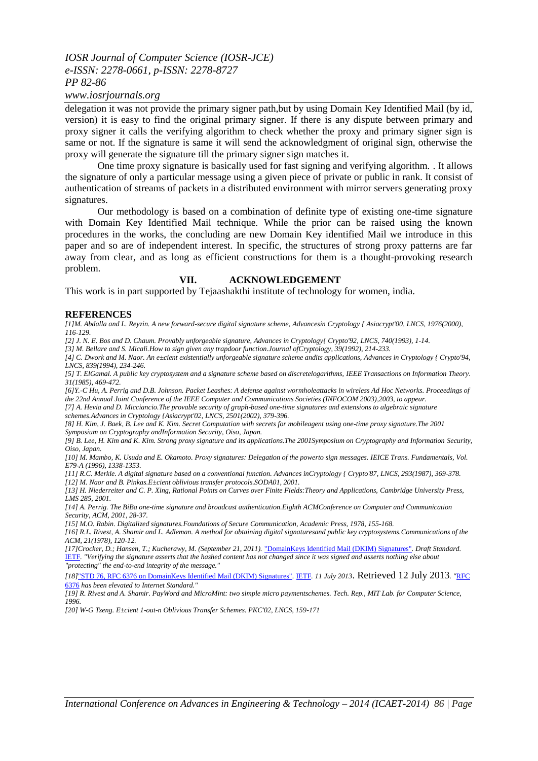delegation it was not provide the primary signer path,but by using Domain Key Identified Mail (by id, version) it is easy to find the original primary signer. If there is any dispute between primary and proxy signer it calls the verifying algorithm to check whether the proxy and primary signer sign is same or not. If the signature is same it will send the acknowledgment of original sign, otherwise the proxy will generate the signature till the primary signer sign matches it.

One time proxy signature is basically used for fast signing and verifying algorithm. . It allows the signature of only a particular message using a given piece of private or public in rank. It consist of authentication of streams of packets in a distributed environment with mirror servers generating proxy signatures.

Our methodology is based on a combination of definite type of existing one-time signature with Domain Key Identified Mail technique. While the prior can be raised using the known procedures in the works, the concluding are new Domain Key identified Mail we introduce in this paper and so are of independent interest. In specific, the structures of strong proxy patterns are far away from clear, and as long as efficient constructions for them is a thought-provoking research problem.

## VII. ACKNOWLEDGEMENT

This work is in part supported by Tejaashakthi institute of technology for women, india.

## REFERENCES

*[1]M. Abdalla and L. Reyzin. A new forward-secure digital signature scheme, Advancesin Cryptology { Asiacrypt'00, LNCS, 1976(2000), 116-129.*

*[2] J. N. E. Bos and D. Chaum. Provably unforgeable signature, Advances in Cryptology{ Crypto'92, LNCS, 740(1993), 1-14.*

*[3] M. Bellare and S. Micali.How to sign given any trapdoor function.Journal ofCryptology, 39(1992), 214-233.*

*[4] C. Dwork and M. Naor. An e±cient existentially unforgeable signature scheme andits applications, Advances in Cryptology { Crypto'94, LNCS, 839(1994), 234-246.*

*[5] T. ElGamal. A public key cryptosystem and a signature scheme based on discretelogarithms, IEEE Transactions on Information Theory. 31(1985), 469-472.*

*[6]Y.-C Hu, A. Perrig and D.B. Johnson. Packet Leashes: A defense against wormholeattacks in wireless Ad Hoc Networks. Proceedings of the 22nd Annual Joint Conference of the IEEE Computer and Communications Societies (INFOCOM 2003),2003, to appear.*

*[7] A. Hevia and D. Micciancio.The provable security of graph-based one-time signatures and extensions to algebraic signature schemes.Advances in Cryptology {Asiacrypt'02, LNCS, 2501(2002), 379-396.*

*[8] H. Kim, J. Baek, B. Lee and K. Kim. Secret Computation with secrets for mobileagent using one-time proxy signature.The 2001 Symposium on Cryptography andInformation Security, Oiso, Japan.*

*[9] B. Lee, H. Kim and K. Kim. Strong proxy signature and its applications.The 2001Symposium on Cryptography and Information Security, Oiso, Japan.*

*[10] M. Mambo, K. Usuda and E. Okamoto. Proxy signatures: Delegation of the powerto sign messages. IEICE Trans. Fundamentals, Vol. E79-A (1996), 1338-1353.*

*[11] R.C. Merkle. A digital signature based on a conventional function. Advances inCryptology { Crypto'87, LNCS, 293(1987), 369-378.*

*[12] M. Naor and B. Pinkas.E±cient oblivious transfer protocols.SODA01, 2001.*

*[13] H. Niederreiter and C. P. Xing, Rational Points on Curves over Finite Fields:Theory and Applications, Cambridge University Press, LMS 285, 2001.*

*[14] A. Perrig. The BiBa one-time signature and broadcast authentication.Eighth ACMConference on Computer and Communication Security, ACM, 2001, 28-37.*

*[15] M.O. Rabin. Digitalized signatures.Foundations of Secure Communication, Academic Press, 1978, 155-168.*

*[16] R.L. Rivest, A. Shamir and L. Adleman. A method for obtaining digital signaturesand public key cryptosystems.Communications of the ACM, 21(1978), 120-12.*

*[17]Crocker, D.; Hansen, T.; Kucherawy, M. (September 21, 2011).* "DomainKeys Identified Mail (DKIM) Signatures". *Draft Standard.* IETF. *"Verifying the signature asserts that the hashed content has not changed since it was signed and asserts nothing else about "protecting" the end-to-end integrity of the message."*

*[18]*"STD 76, RFC 6376 on DomainKeys Identified Mail (DKIM) Signatures". IETF. *11 July 2013*. Retrieved 12 July 2013. *"*RFC 6376 *has been elevated to Internet Standard."*

*[19] R. Rivest and A. Shamir. PayWord and MicroMint: two simple micro paymentschemes. Tech. Rep., MIT Lab. for Computer Science, 1996.*

*[20] W-G Tzeng. E±cient 1-out-n Oblivious Transfer Schemes. PKC'02, LNCS, 159-171*